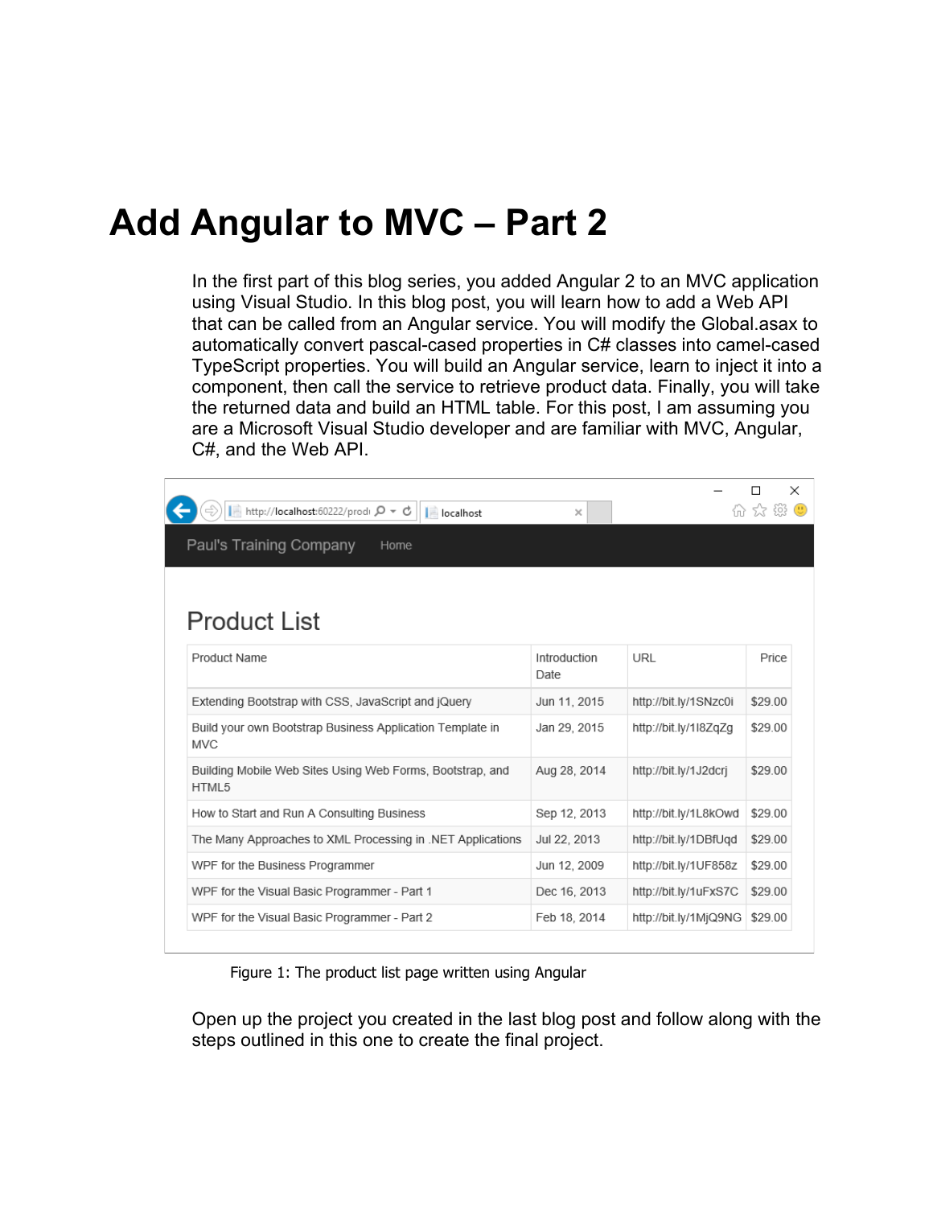# Add Angular to MVC – Part 2

In the first part of this blog series, you added Angular 2 to an MVC application using Visual Studio. In this blog post, you will learn how to add a Web API that can be called from an Angular service. You will modify the Global.asax to automatically convert pascal-cased properties in C# classes into camel-cased TypeScript properties. You will build an Angular service, learn to inject it into a component, then call the service to retrieve product data. Finally, you will take the returned data and build an HTML table. For this post, I am assuming you are a Microsoft Visual Studio developer and are familiar with MVC, Angular, C#, and the Web API.

Figure 1: The product list page written using Angular

Open up the project you created in the last blog post and follow along with the steps outlined in this one to create the final project.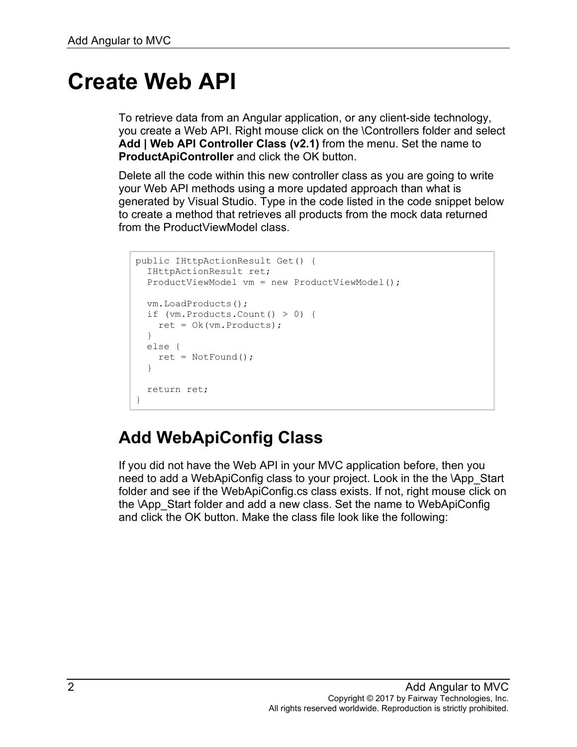# Create Web API

To retrieve data from an Angular application, or any client-side technology, you create a Web API. Right mouse click on the \Controllers folder and select **Add | Web API Controller Class (v2.1)** from the menu. Set the name to **ProductApiController** and click the OK button.

Delete all the code within this new controller class as you are going to write your Web API methods using a more updated approach than what is generated by Visual Studio. Type in the code listed in the code snippet below to create a method that retrieves all products from the mock data returned from the ProductViewModel class.

```
public IHttpActionResult Get() {
  IHttpActionResult ret;
  ProductViewModel vm = new ProductViewModel();

  vm.LoadProducts();
  if (vm.Products.Count() > 0) {
    ret = Ok(vm.Products);
  }
  else {
    ret = NotFound();
  }

  return ret;
}
```

## Add WebApiConfig Class

If you did not have the Web API in your MVC application before, then you need to add a WebApiConfig class to your project. Look in the the \App_Start folder and see if the WebApiConfig.cs class exists. If not, right mouse click on the \App_Start folder and add a new class. Set the name to WebApiConfig and click the OK button. Make the class file look like the following: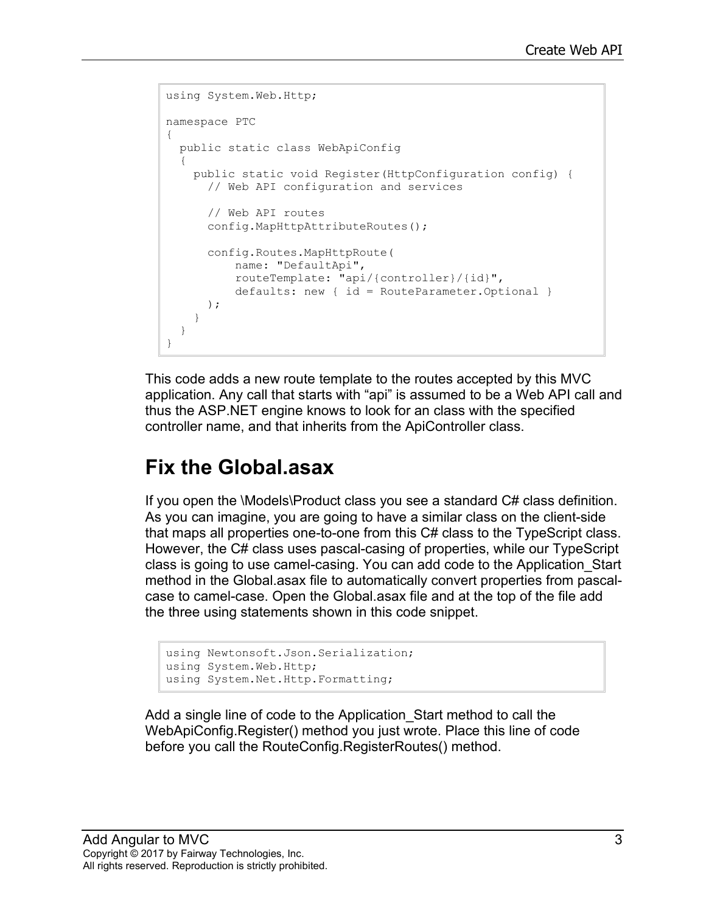```
using System.Web.Http;

namespace PTC
{
  public static class WebApiConfig
  {
    public static void Register(HttpConfiguration config) {
      // Web API configuration and services

      // Web API routes
      config.MapHttpAttributeRoutes();

      config.Routes.MapHttpRoute(
          name: "DefaultApi",
          routeTemplate: "api/{controller}/{id}",
          defaults: new { id = RouteParameter.Optional }
      );
    }
  }
}
```

This code adds a new route template to the routes accepted by this MVC application. Any call that starts with "api" is assumed to be a Web API call and thus the ASP.NET engine knows to look for an class with the specified controller name, and that inherits from the ApiController class.

## Fix the Global.asax

If you open the \Models\Product class you see a standard C# class definition. As you can imagine, you are going to have a similar class on the client-side that maps all properties one-to-one from this C# class to the TypeScript class. However, the C# class uses pascal-casing of properties, while our TypeScript class is going to use camel-casing. You can add code to the Application_Start method in the Global.asax file to automatically convert properties from pascal-case to camel-case. Open the Global.asax file and at the top of the file add the three using statements shown in this code snippet.

```
using Newtonsoft.Json.Serialization;
using System.Web.Http;
using System.Net.Http.Formatting;
```

Add a single line of code to the Application_Start method to call the WebApiConfig.Register() method you just wrote. Place this line of code before you call the RouteConfig.RegisterRoutes() method.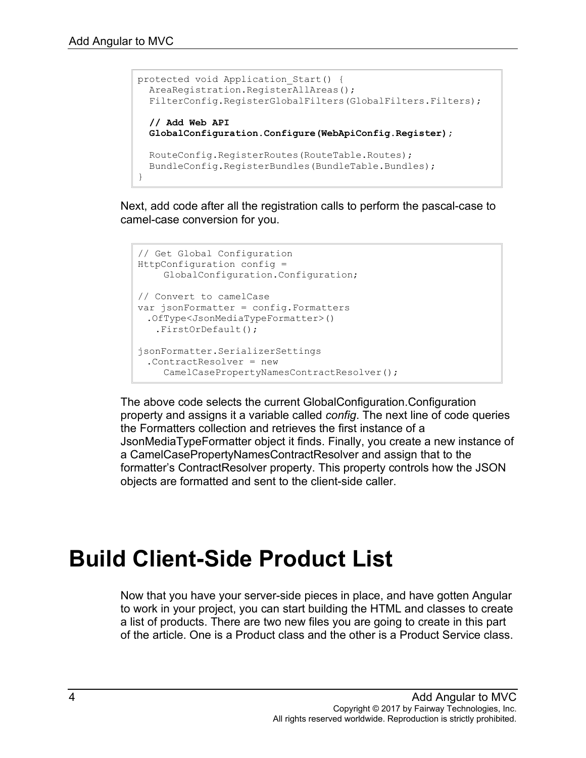```
protected void Application_Start() {
  AreaRegistration.RegisterAllAreas();
  FilterConfig.RegisterGlobalFilters(GlobalFilters.Filters);

  // Add Web API
  GlobalConfiguration.Configure(WebApiConfig.Register);

  RouteConfig.RegisterRoutes(RouteTable.Routes);
  BundleConfig.RegisterBundles(BundleTable.Bundles);
}
```

Next, add code after all the registration calls to perform the pascal-case to camel-case conversion for you.

```
// Get Global Configuration
HttpConfiguration config =
     GlobalConfiguration.Configuration;

// Convert to camelCase
var jsonFormatter = config.Formatters
  .OfType<JsonMediaTypeFormatter>()
    .FirstOrDefault();

jsonFormatter.SerializerSettings
  .ContractResolver = new
     CamelCasePropertyNamesContractResolver();
```

The above code selects the current GlobalConfiguration.Configuration property and assigns it a variable called *config*. The next line of code queries the Formatters collection and retrieves the first instance of a JsonMediaTypeFormatter object it finds. Finally, you create a new instance of a CamelCasePropertyNamesContractResolver and assign that to the formatter's ContractResolver property. This property controls how the JSON objects are formatted and sent to the client-side caller.

# Build Client-Side Product List

Now that you have your server-side pieces in place, and have gotten Angular to work in your project, you can start building the HTML and classes to create a list of products. There are two new files you are going to create in this part of the article. One is a Product class and the other is a Product Service class.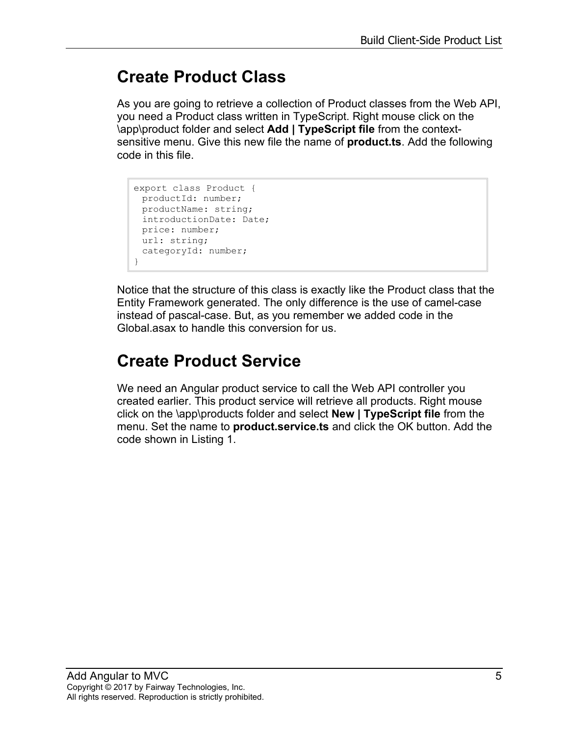## Create Product Class

As you are going to retrieve a collection of Product classes from the Web API, you need a Product class written in TypeScript. Right mouse click on the \app\product folder and select **Add | TypeScript file** from the context-sensitive menu. Give this new file the name of **product.ts**. Add the following code in this file.

```
export class Product {
  productId: number;
  productName: string;
  introductionDate: Date;
  price: number;
  url: string;
  categoryId: number;
}
```

Notice that the structure of this class is exactly like the Product class that the Entity Framework generated. The only difference is the use of camel-case instead of pascal-case. But, as you remember we added code in the Global.asax to handle this conversion for us.

## Create Product Service

We need an Angular product service to call the Web API controller you created earlier. This product service will retrieve all products. Right mouse click on the \app\products folder and select **New | TypeScript file** from the menu. Set the name to **product.service.ts** and click the OK button. Add the code shown in Listing 1.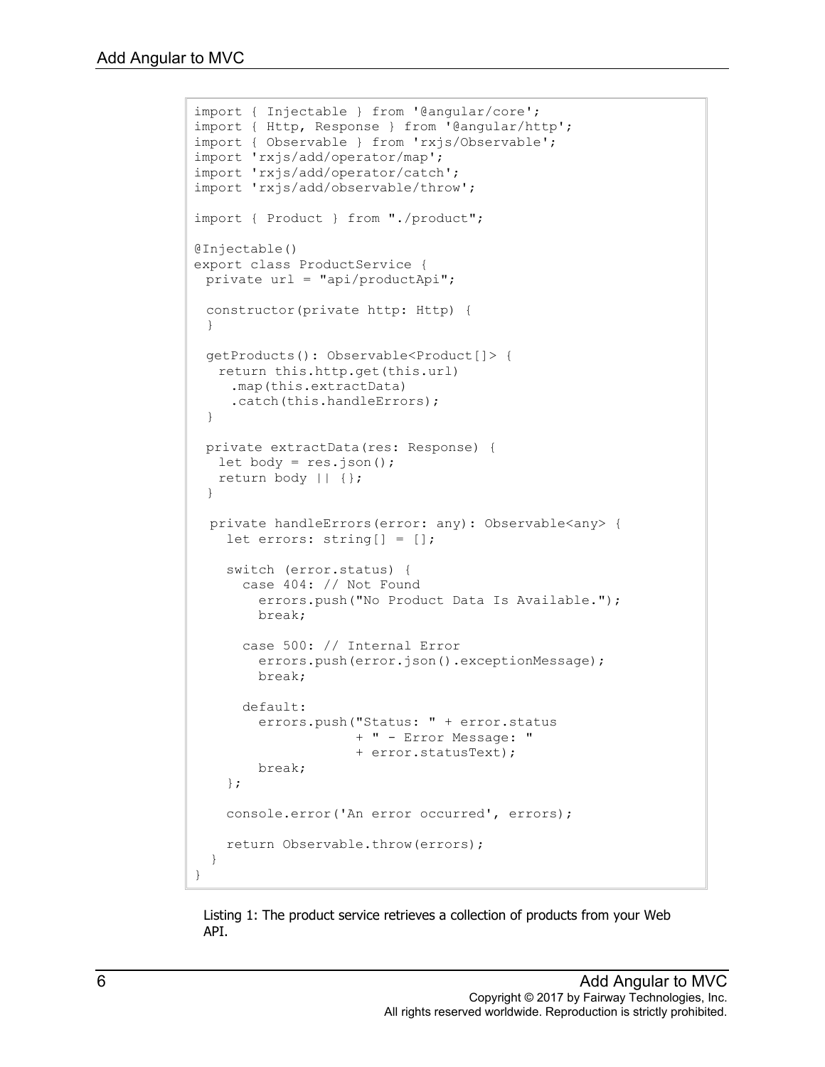```
import { Injectable } from '@angular/core';
import { Http, Response } from '@angular/http';
import { Observable } from 'rxjs/Observable';
import 'rxjs/add/operator/map';
import 'rxjs/add/operator/catch';
import 'rxjs/add/observable/throw';

import { Product } from "./product";

@Injectable()
export class ProductService {
  private url = "api/productApi";

  constructor(private http: Http) {
  }

  getProducts(): Observable<Product[]> {
    return this.http.get(this.url)
      .map(this.extractData)
      .catch(this.handleErrors);
  }

  private extractData(res: Response) {
    let body = res.json();
    return body || {};
  }

   private handleErrors(error: any): Observable<any> {
     let errors: string[] = [];

     switch (error.status) {
       case 404: // Not Found
         errors.push("No Product Data Is Available.");
         break;

       case 500: // Internal Error
         errors.push(error.json().exceptionMessage);
         break;

       default:
         errors.push("Status: " + error.status
                     + " - Error Message: "
                     + error.statusText);
         break;
     };

     console.error('An error occurred', errors);

     return Observable.throw(errors);
   }
}
```

Listing 1: The product service retrieves a collection of products from your Web API.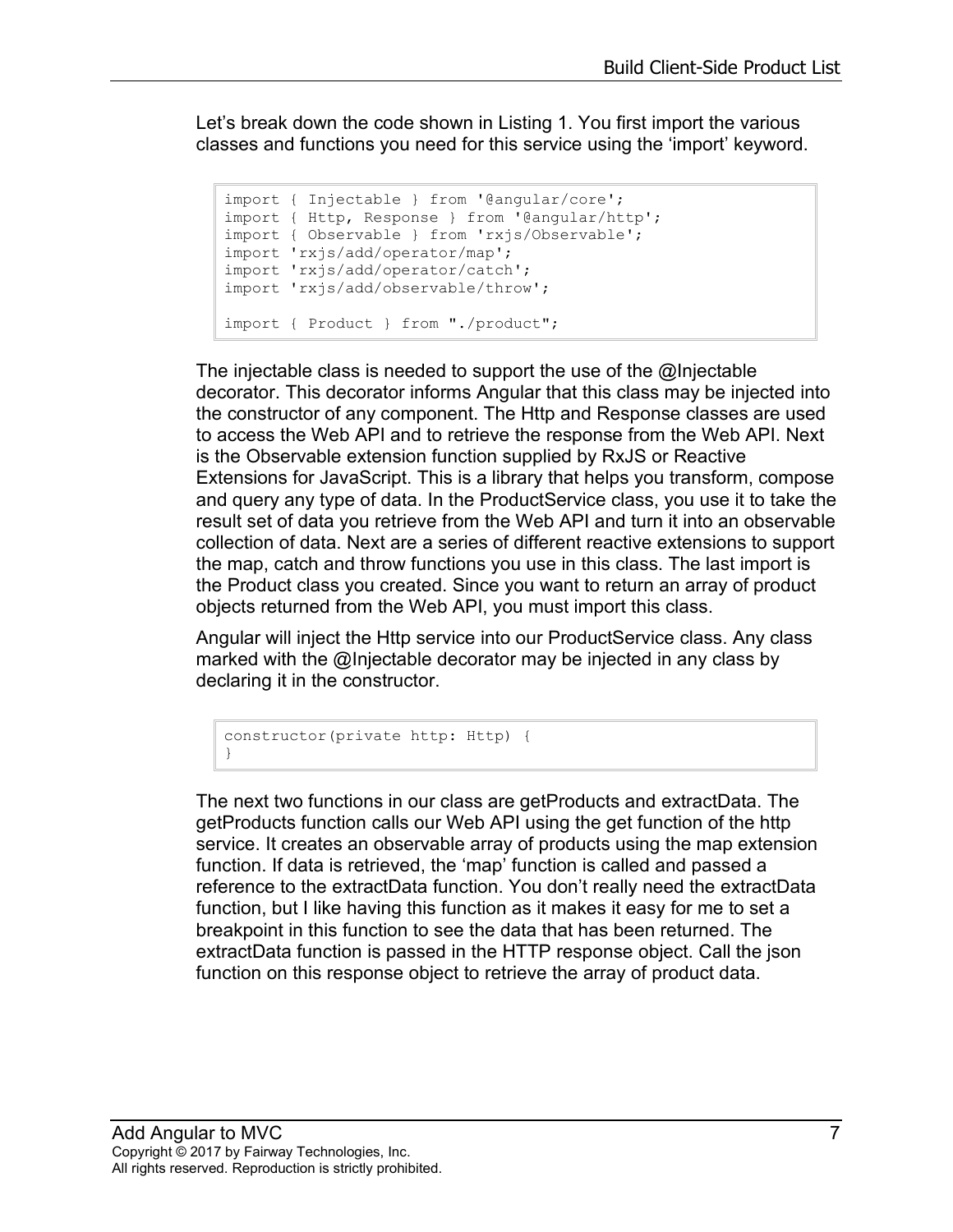Let's break down the code shown in Listing 1. You first import the various classes and functions you need for this service using the 'import' keyword.

```
import { Injectable } from '@angular/core';
import { Http, Response } from '@angular/http';
import { Observable } from 'rxjs/Observable';
import 'rxjs/add/operator/map';
import 'rxjs/add/operator/catch';
import 'rxjs/add/observable/throw';

import { Product } from "./product";
```

The injectable class is needed to support the use of the @Injectable decorator. This decorator informs Angular that this class may be injected into the constructor of any component. The Http and Response classes are used to access the Web API and to retrieve the response from the Web API. Next is the Observable extension function supplied by RxJS or Reactive Extensions for JavaScript. This is a library that helps you transform, compose and query any type of data. In the ProductService class, you use it to take the result set of data you retrieve from the Web API and turn it into an observable collection of data. Next are a series of different reactive extensions to support the map, catch and throw functions you use in this class. The last import is the Product class you created. Since you want to return an array of product objects returned from the Web API, you must import this class.

Angular will inject the Http service into our ProductService class. Any class marked with the @Injectable decorator may be injected in any class by declaring it in the constructor.

```
constructor(private http: Http) {
}
```

The next two functions in our class are getProducts and extractData. The getProducts function calls our Web API using the get function of the http service. It creates an observable array of products using the map extension function. If data is retrieved, the 'map' function is called and passed a reference to the extractData function. You don't really need the extractData function, but I like having this function as it makes it easy for me to set a breakpoint in this function to see the data that has been returned. The extractData function is passed in the HTTP response object. Call the json function on this response object to retrieve the array of product data.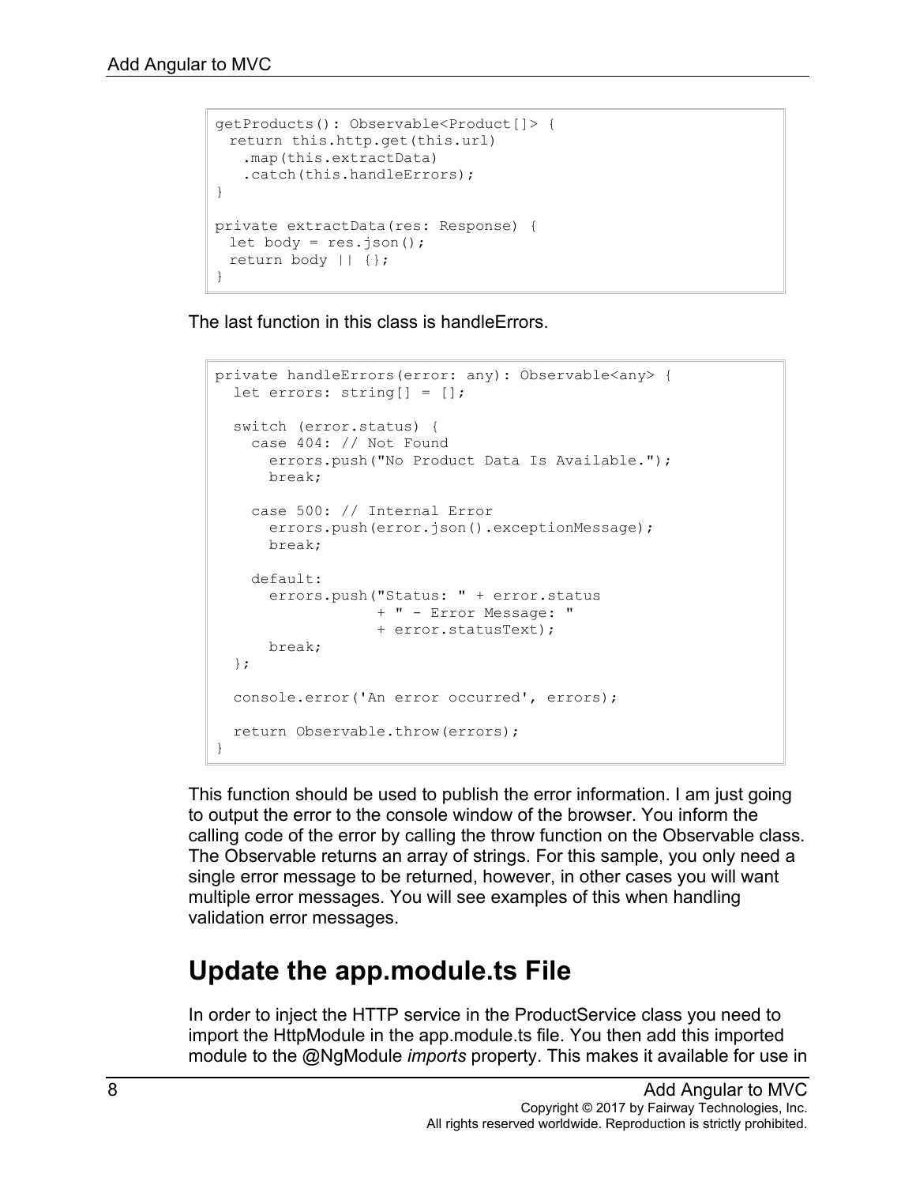```
getProducts(): Observable<Product[]> {
  return this.http.get(this.url)
    .map(this.extractData)
    .catch(this.handleErrors);
}

private extractData(res: Response) {
  let body = res.json();
  return body || {};
}
```

The last function in this class is handleErrors.

```
private handleErrors(error: any): Observable<any> {
  let errors: string[] = [];

  switch (error.status) {
    case 404: // Not Found
      errors.push("No Product Data Is Available.");
      break;

    case 500: // Internal Error
      errors.push(error.json().exceptionMessage);
      break;

    default:
      errors.push("Status: " + error.status
                  + " - Error Message: "
                  + error.statusText);
      break;
  };

  console.error('An error occurred', errors);

  return Observable.throw(errors);
}
```

This function should be used to publish the error information. I am just going to output the error to the console window of the browser. You inform the calling code of the error by calling the throw function on the Observable class. The Observable returns an array of strings. For this sample, you only need a single error message to be returned, however, in other cases you will want multiple error messages. You will see examples of this when handling validation error messages.

## Update the app.module.ts File

In order to inject the HTTP service in the ProductService class you need to import the HttpModule in the app.module.ts file. You then add this imported module to the @NgModule *imports* property. This makes it available for use in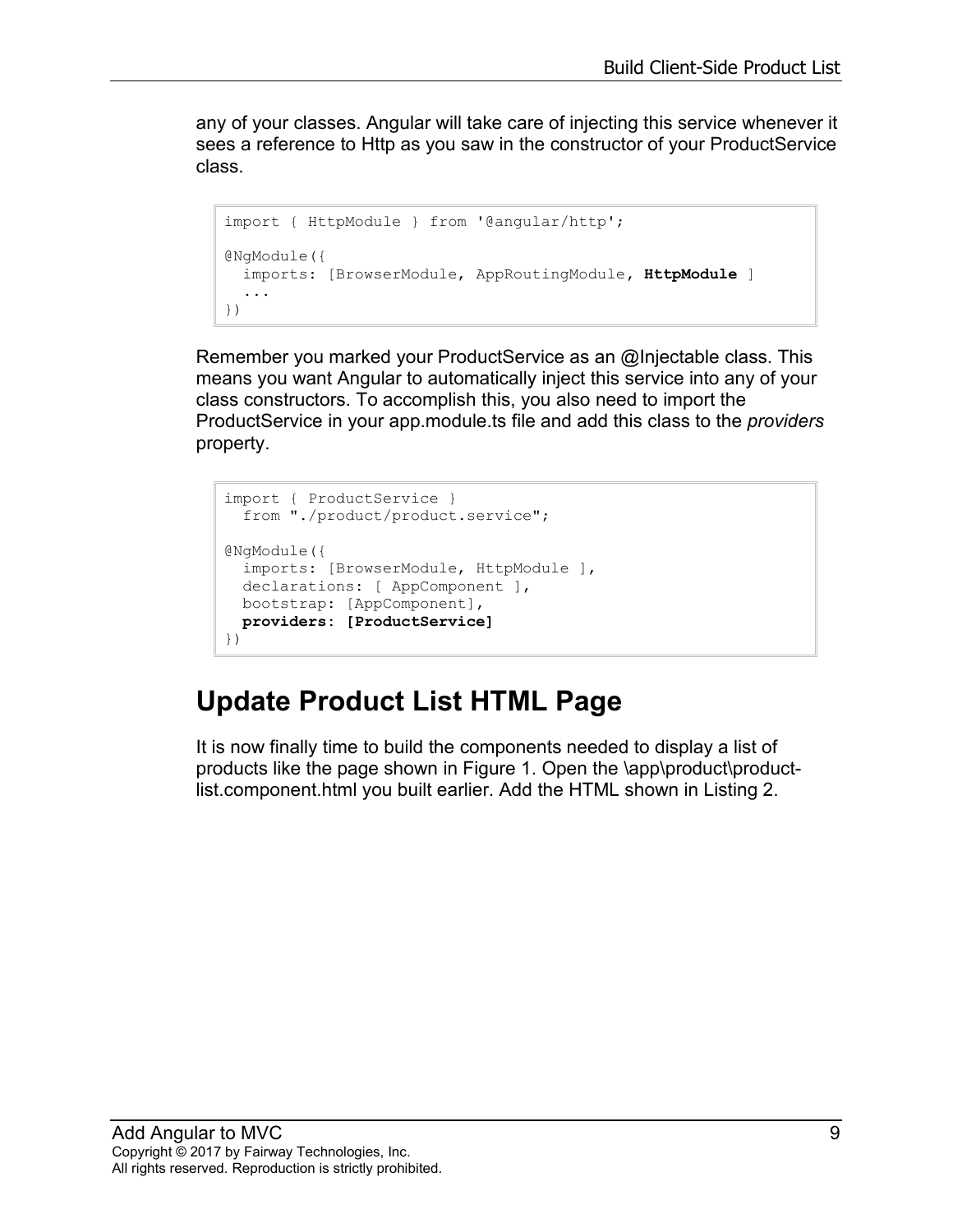any of your classes. Angular will take care of injecting this service whenever it sees a reference to Http as you saw in the constructor of your ProductService class.

```
import { HttpModule } from '@angular/http';

@NgModule({
  imports: [BrowserModule, AppRoutingModule, HttpModule ]
  ...
})
```

Remember you marked your ProductService as an @Injectable class. This means you want Angular to automatically inject this service into any of your class constructors. To accomplish this, you also need to import the ProductService in your app.module.ts file and add this class to the *providers* property.

```
import { ProductService }
  from "./product/product.service";

@NgModule({
  imports: [BrowserModule, HttpModule ],
  declarations: [ AppComponent ],
  bootstrap: [AppComponent],
  providers: [ProductService]
})
```

## Update Product List HTML Page

It is now finally time to build the components needed to display a list of products like the page shown in Figure 1. Open the \app\product\product-list.component.html you built earlier. Add the HTML shown in Listing 2.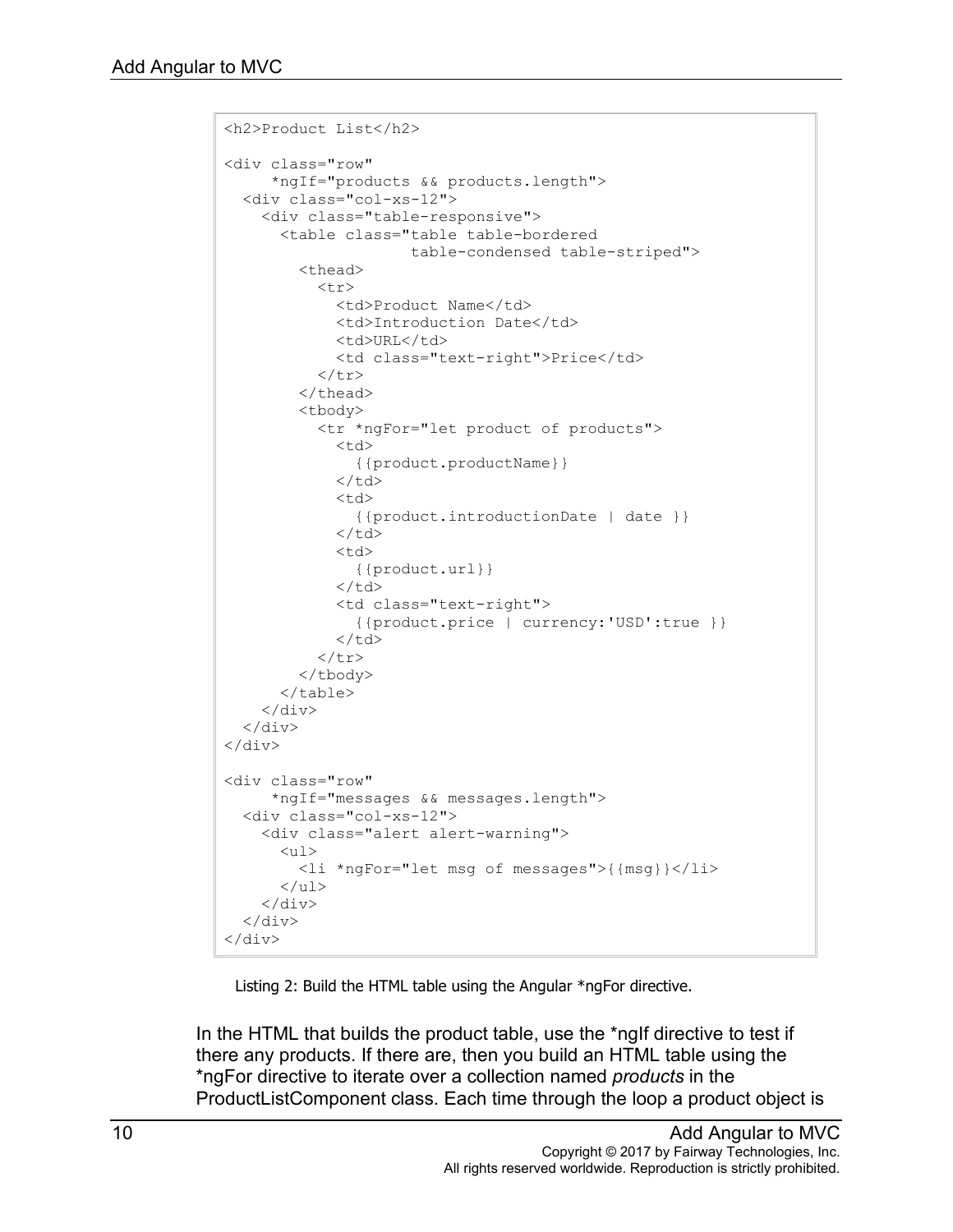```
<h2>Product List</h2>

<div class="row"
     *ngIf="products && products.length">
  <div class="col-xs-12">
    <div class="table-responsive">
      <table class="table table-bordered
                    table-condensed table-striped">
        <thead>
          <tr>
            <td>Product Name</td>
            <td>Introduction Date</td>
            <td>URL</td>
            <td class="text-right">Price</td>
          </tr>
        </thead>
        <tbody>
          <tr *ngFor="let product of products">
            <td>
              {{product.productName}}
            </td>
            <td>
              {{product.introductionDate | date }}
            </td>
            <td>
              {{product.url}}
            </td>
            <td class="text-right">
              {{product.price | currency:'USD':true }}
            </td>
          </tr>
        </tbody>
      </table>
    </div>
  </div>
</div>

<div class="row"
     *ngIf="messages && messages.length">
  <div class="col-xs-12">
    <div class="alert alert-warning">
      <ul>
        <li *ngFor="let msg of messages">{{msg}}</li>
      </ul>
    </div>
  </div>
</div>
```

Listing 2: Build the HTML table using the Angular *ngFor directive.

In the HTML that builds the product table, use the *ngIf directive to test if there any products. If there are, then you build an HTML table using the *ngFor directive to iterate over a collection named *products* in the ProductListComponent class. Each time through the loop a product object is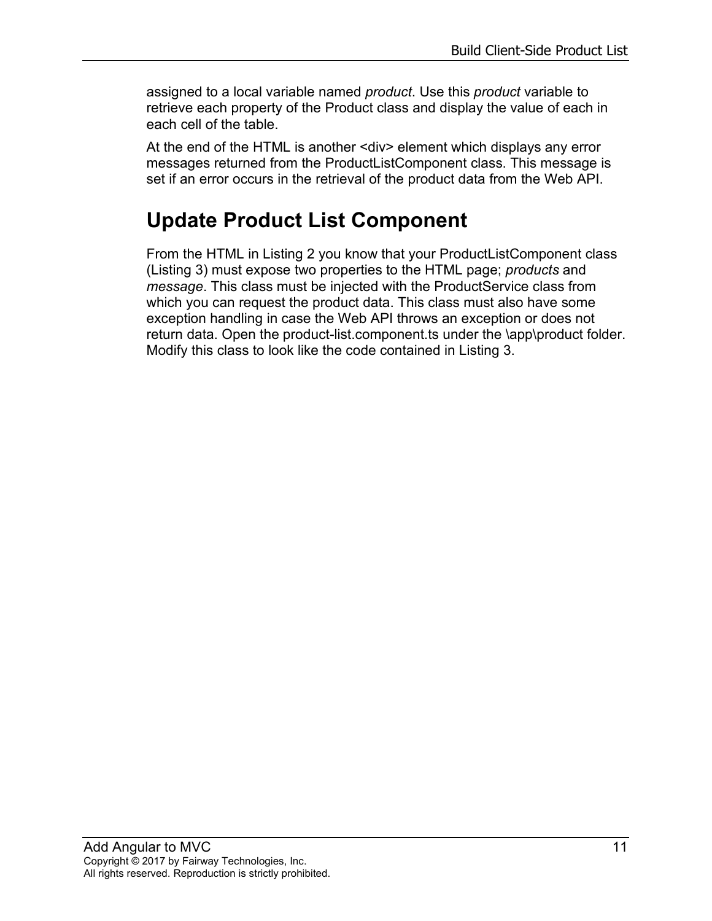assigned to a local variable named *product*. Use this *product* variable to retrieve each property of the Product class and display the value of each in each cell of the table.

At the end of the HTML is another <div> element which displays any error messages returned from the ProductListComponent class. This message is set if an error occurs in the retrieval of the product data from the Web API.

## Update Product List Component

From the HTML in Listing 2 you know that your ProductListComponent class (Listing 3) must expose two properties to the HTML page; *products* and *message*. This class must be injected with the ProductService class from which you can request the product data. This class must also have some exception handling in case the Web API throws an exception or does not return data. Open the product-list.component.ts under the \app\product folder. Modify this class to look like the code contained in Listing 3.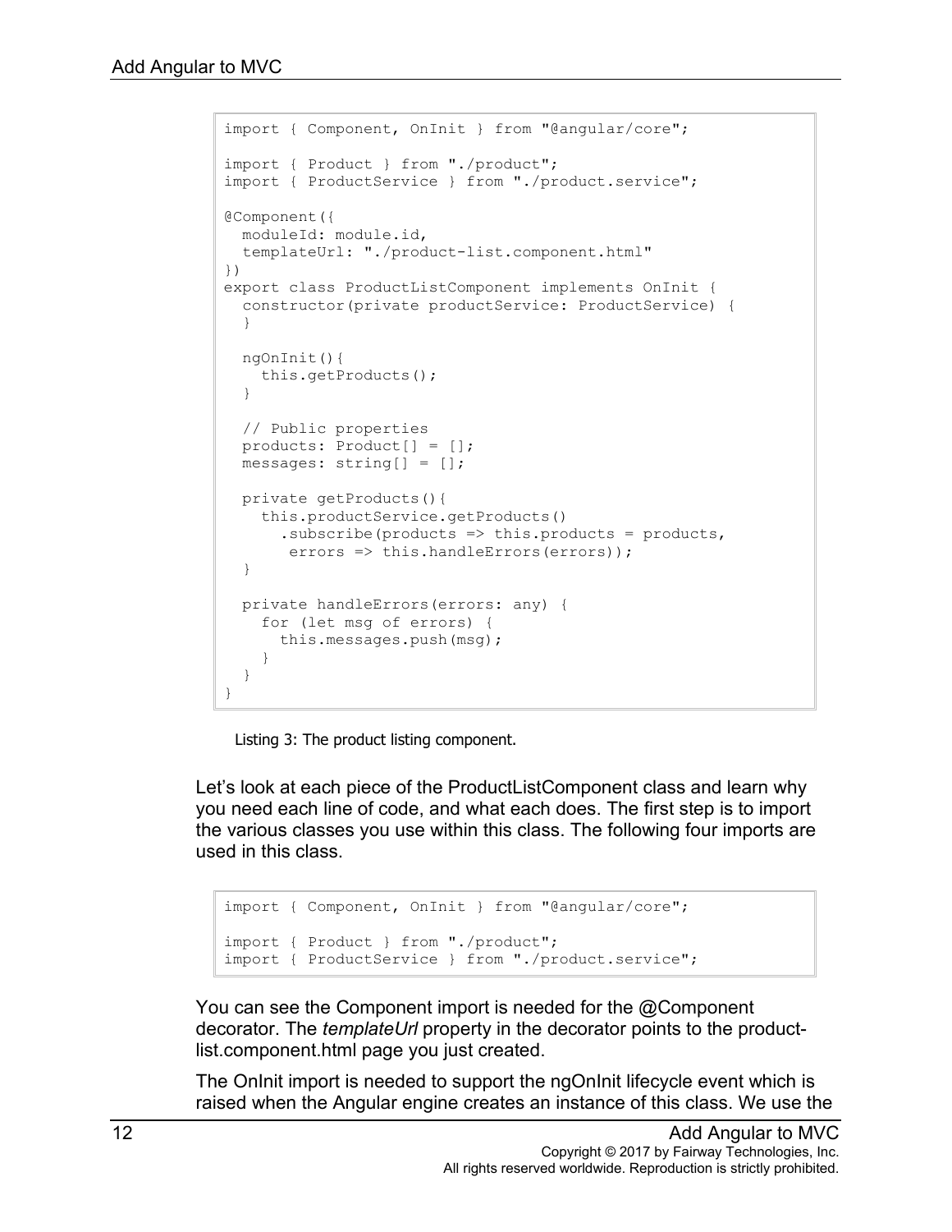```
import { Component, OnInit } from "@angular/core";

import { Product } from "./product";
import { ProductService } from "./product.service";

@Component({
  moduleId: module.id,
  templateUrl: "./product-list.component.html"
})
export class ProductListComponent implements OnInit {
  constructor(private productService: ProductService) {
  }

  ngOnInit(){
    this.getProducts();
  }

  // Public properties
  products: Product[] = [];
  messages: string[] = [];

  private getProducts(){
    this.productService.getProducts()
      .subscribe(products => this.products = products,
       errors => this.handleErrors(errors));
  }

  private handleErrors(errors: any) {
    for (let msg of errors) {
      this.messages.push(msg);
    }
  }
}
```

Listing 3: The product listing component.

Let's look at each piece of the ProductListComponent class and learn why you need each line of code, and what each does. The first step is to import the various classes you use within this class. The following four imports are used in this class.

```
import { Component, OnInit } from "@angular/core";

import { Product } from "./product";
import { ProductService } from "./product.service";
```

You can see the Component import is needed for the @Component decorator. The *templateUrl* property in the decorator points to the product-list.component.html page you just created.

The OnInit import is needed to support the ngOnInit lifecycle event which is raised when the Angular engine creates an instance of this class. We use the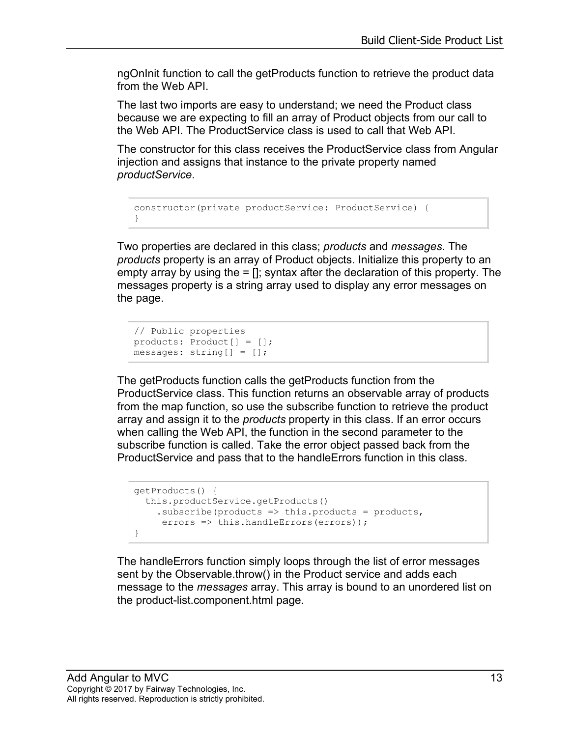ngOnInit function to call the getProducts function to retrieve the product data from the Web API.

The last two imports are easy to understand; we need the Product class because we are expecting to fill an array of Product objects from our call to the Web API. The ProductService class is used to call that Web API.

The constructor for this class receives the ProductService class from Angular injection and assigns that instance to the private property named *productService*.

```
constructor(private productService: ProductService) {
}
```

Two properties are declared in this class; *products* and *messages*. The *products* property is an array of Product objects. Initialize this property to an empty array by using the = []; syntax after the declaration of this property. The messages property is a string array used to display any error messages on the page.

```
// Public properties
products: Product[] = [];
messages: string[] = [];
```

The getProducts function calls the getProducts function from the ProductService class. This function returns an observable array of products from the map function, so use the subscribe function to retrieve the product array and assign it to the *products* property in this class. If an error occurs when calling the Web API, the function in the second parameter to the subscribe function is called. Take the error object passed back from the ProductService and pass that to the handleErrors function in this class.

```
getProducts() {
  this.productService.getProducts()
    .subscribe(products => this.products = products,
     errors => this.handleErrors(errors));
}
```

The handleErrors function simply loops through the list of error messages sent by the Observable.throw() in the Product service and adds each message to the *messages* array. This array is bound to an unordered list on the product-list.component.html page.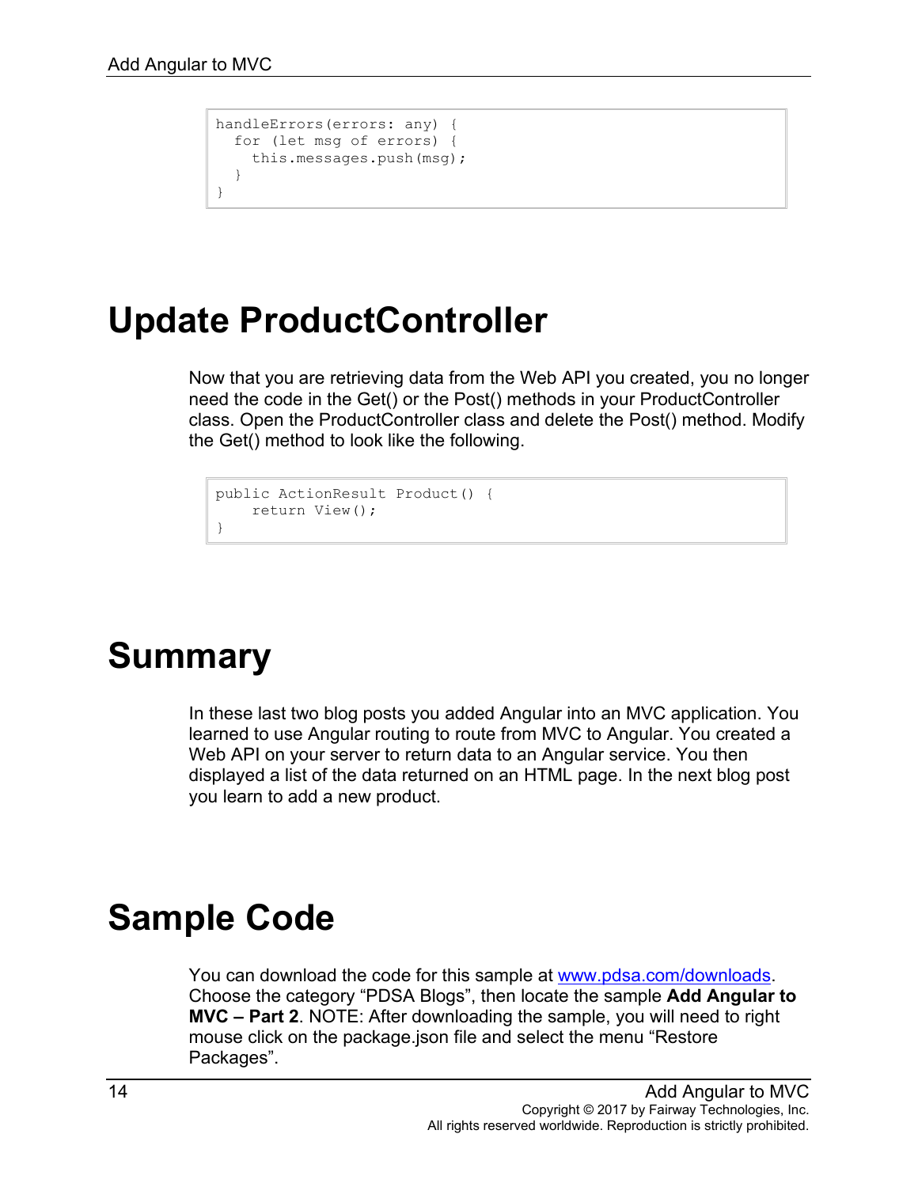```
handleErrors(errors: any) {
  for (let msg of errors) {
    this.messages.push(msg);
  }
}
```

# Update ProductController

Now that you are retrieving data from the Web API you created, you no longer need the code in the Get() or the Post() methods in your ProductController class. Open the ProductController class and delete the Post() method. Modify the Get() method to look like the following.

```
public ActionResult Product() {
    return View();
}
```

# Summary

In these last two blog posts you added Angular into an MVC application. You learned to use Angular routing to route from MVC to Angular. You created a Web API on your server to return data to an Angular service. You then displayed a list of the data returned on an HTML page. In the next blog post you learn to add a new product.

# Sample Code

You can download the code for this sample at [www.pdsa.com/downloads](www.pdsa.com/downloads). Choose the category "PDSA Blogs", then locate the sample **Add Angular to MVC – Part 2**. NOTE: After downloading the sample, you will need to right mouse click on the package.json file and select the menu "Restore Packages".